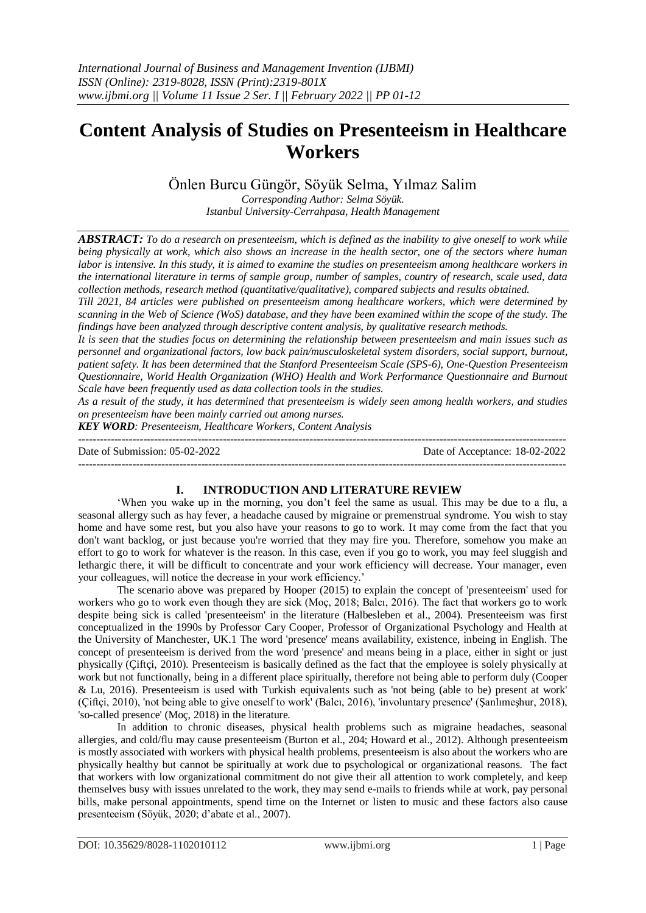# Content Analysis of Studies on Presenteeism in Healthcare Workers

Önlen Burcu Güngör, Söyük Selma, Yılmaz Salim

*Corresponding Author: Selma Söyük.*
*Istanbul University-Cerrahpasa, Health Management*

***ABSTRACT:*** *To do a research on presenteeism, which is defined as the inability to give oneself to work while being physically at work, which also shows an increase in the health sector, one of the sectors where human labor is intensive. In this study, it is aimed to examine the studies on presenteeism among healthcare workers in the international literature in terms of sample group, number of samples, country of research, scale used, data collection methods, research method (quantitative/qualitative), compared subjects and results obtained.*

*Till 2021, 84 articles were published on presenteeism among healthcare workers, which were determined by scanning in the Web of Science (WoS) database, and they have been examined within the scope of the study. The findings have been analyzed through descriptive content analysis, by qualitative research methods.*

*It is seen that the studies focus on determining the relationship between presenteeism and main issues such as personnel and organizational factors, low back pain/musculoskeletal system disorders, social support, burnout, patient safety. It has been determined that the Stanford Presenteeism Scale (SPS-6), One-Question Presenteeism Questionnaire, World Health Organization (WHO) Health and Work Performance Questionnaire and Burnout Scale have been frequently used as data collection tools in the studies.*

*As a result of the study, it has determined that presenteeism is widely seen among health workers, and studies on presenteeism have been mainly carried out among nurses.*

***KEY WORD****: Presenteeism, Healthcare Workers, Content Analysis*

---

Date of Submission: 05-02-2022 Date of Acceptance: 18-02-2022

---

## I. INTRODUCTION AND LITERATURE REVIEW

'When you wake up in the morning, you don't feel the same as usual. This may be due to a flu, a seasonal allergy such as hay fever, a headache caused by migraine or premenstrual syndrome. You wish to stay home and have some rest, but you also have your reasons to go to work. It may come from the fact that you don't want backlog, or just because you're worried that they may fire you. Therefore, somehow you make an effort to go to work for whatever is the reason. In this case, even if you go to work, you may feel sluggish and lethargic there, it will be difficult to concentrate and your work efficiency will decrease. Your manager, even your colleagues, will notice the decrease in your work efficiency.'

The scenario above was prepared by Hooper (2015) to explain the concept of 'presenteeism' used for workers who go to work even though they are sick (Moç, 2018; Balcı, 2016). The fact that workers go to work despite being sick is called 'presenteeism' in the literature (Halbesleben et al., 2004). Presenteeism was first conceptualized in the 1990s by Professor Cary Cooper, Professor of Organizational Psychology and Health at the University of Manchester, UK.1 The word 'presence' means availability, existence, inbeing in English. The concept of presenteeism is derived from the word 'presence' and means being in a place, either in sight or just physically (Çiftçi, 2010). Presenteeism is basically defined as the fact that the employee is solely physically at work but not functionally, being in a different place spiritually, therefore not being able to perform duly (Cooper & Lu, 2016). Presenteeism is used with Turkish equivalents such as 'not being (able to be) present at work' (Çiftçi, 2010), 'not being able to give oneself to work' (Balcı, 2016), 'involuntary presence' (Şanlımeşhur, 2018), 'so-called presence' (Moç, 2018) in the literature.

In addition to chronic diseases, physical health problems such as migraine headaches, seasonal allergies, and cold/flu may cause presenteeism (Burton et al., 204; Howard et al., 2012). Although presenteeism is mostly associated with workers with physical health problems, presenteeism is also about the workers who are physically healthy but cannot be spiritually at work due to psychological or organizational reasons. The fact that workers with low organizational commitment do not give their all attention to work completely, and keep themselves busy with issues unrelated to the work, they may send e-mails to friends while at work, pay personal bills, make personal appointments, spend time on the Internet or listen to music and these factors also cause presenteeism (Söyük, 2020; d'abate et al., 2007).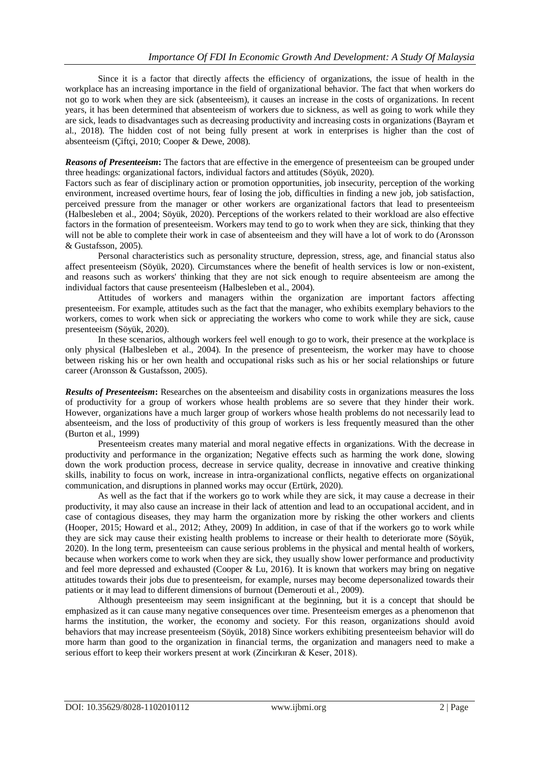Since it is a factor that directly affects the efficiency of organizations, the issue of health in the workplace has an increasing importance in the field of organizational behavior. The fact that when workers do not go to work when they are sick (absenteeism), it causes an increase in the costs of organizations. In recent years, it has been determined that absenteeism of workers due to sickness, as well as going to work while they are sick, leads to disadvantages such as decreasing productivity and increasing costs in organizations (Bayram et al., 2018). The hidden cost of not being fully present at work in enterprises is higher than the cost of absenteeism (Çiftçi, 2010; Cooper & Dewe, 2008).

***Reasons of Presenteeism*:** The factors that are effective in the emergence of presenteeism can be grouped under three headings: organizational factors, individual factors and attitudes (Söyük, 2020).

Factors such as fear of disciplinary action or promotion opportunities, job insecurity, perception of the working environment, increased overtime hours, fear of losing the job, difficulties in finding a new job, job satisfaction, perceived pressure from the manager or other workers are organizational factors that lead to presenteeism (Halbesleben et al., 2004; Söyük, 2020). Perceptions of the workers related to their workload are also effective factors in the formation of presenteeism. Workers may tend to go to work when they are sick, thinking that they will not be able to complete their work in case of absenteeism and they will have a lot of work to do (Aronsson & Gustafsson, 2005).

Personal characteristics such as personality structure, depression, stress, age, and financial status also affect presenteeism (Söyük, 2020). Circumstances where the benefit of health services is low or non-existent, and reasons such as workers' thinking that they are not sick enough to require absenteeism are among the individual factors that cause presenteeism (Halbesleben et al., 2004).

Attitudes of workers and managers within the organization are important factors affecting presenteeism. For example, attitudes such as the fact that the manager, who exhibits exemplary behaviors to the workers, comes to work when sick or appreciating the workers who come to work while they are sick, cause presenteeism (Söyük, 2020).

In these scenarios, although workers feel well enough to go to work, their presence at the workplace is only physical (Halbesleben et al., 2004). In the presence of presenteeism, the worker may have to choose between risking his or her own health and occupational risks such as his or her social relationships or future career (Aronsson & Gustafsson, 2005).

***Results of Presenteeism*:** Researches on the absenteeism and disability costs in organizations measures the loss of productivity for a group of workers whose health problems are so severe that they hinder their work. However, organizations have a much larger group of workers whose health problems do not necessarily lead to absenteeism, and the loss of productivity of this group of workers is less frequently measured than the other (Burton et al., 1999)

Presenteeism creates many material and moral negative effects in organizations. With the decrease in productivity and performance in the organization; Negative effects such as harming the work done, slowing down the work production process, decrease in service quality, decrease in innovative and creative thinking skills, inability to focus on work, increase in intra-organizational conflicts, negative effects on organizational communication, and disruptions in planned works may occur (Ertürk, 2020).

As well as the fact that if the workers go to work while they are sick, it may cause a decrease in their productivity, it may also cause an increase in their lack of attention and lead to an occupational accident, and in case of contagious diseases, they may harm the organization more by risking the other workers and clients (Hooper, 2015; Howard et al., 2012; Athey, 2009) In addition, in case of that if the workers go to work while they are sick may cause their existing health problems to increase or their health to deteriorate more (Söyük, 2020). In the long term, presenteeism can cause serious problems in the physical and mental health of workers, because when workers come to work when they are sick, they usually show lower performance and productivity and feel more depressed and exhausted (Cooper & Lu, 2016). It is known that workers may bring on negative attitudes towards their jobs due to presenteeism, for example, nurses may become depersonalized towards their patients or it may lead to different dimensions of burnout (Demerouti et al., 2009).

Although presenteeism may seem insignificant at the beginning, but it is a concept that should be emphasized as it can cause many negative consequences over time. Presenteeism emerges as a phenomenon that harms the institution, the worker, the economy and society. For this reason, organizations should avoid behaviors that may increase presenteeism (Söyük, 2018) Since workers exhibiting presenteeism behavior will do more harm than good to the organization in financial terms, the organization and managers need to make a serious effort to keep their workers present at work (Zincirkıran & Keser, 2018).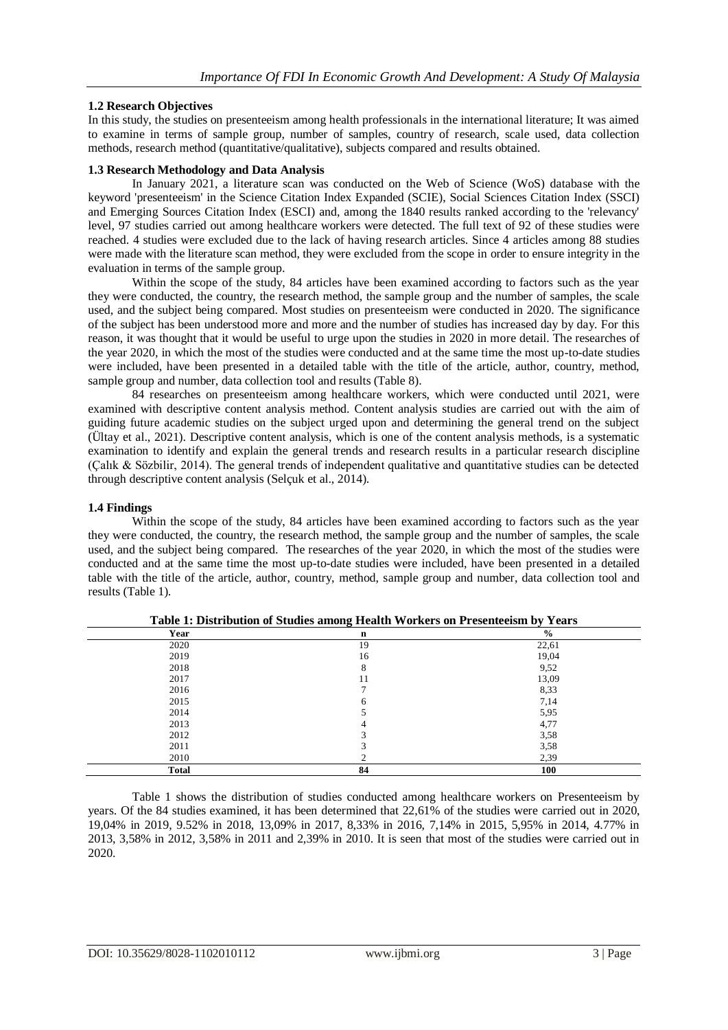### 1.2 Research Objectives

In this study, the studies on presenteeism among health professionals in the international literature; It was aimed to examine in terms of sample group, number of samples, country of research, scale used, data collection methods, research method (quantitative/qualitative), subjects compared and results obtained.

### 1.3 Research Methodology and Data Analysis

In January 2021, a literature scan was conducted on the Web of Science (WoS) database with the keyword 'presenteeism' in the Science Citation Index Expanded (SCIE), Social Sciences Citation Index (SSCI) and Emerging Sources Citation Index (ESCI) and, among the 1840 results ranked according to the 'relevancy' level, 97 studies carried out among healthcare workers were detected. The full text of 92 of these studies were reached. 4 studies were excluded due to the lack of having research articles. Since 4 articles among 88 studies were made with the literature scan method, they were excluded from the scope in order to ensure integrity in the evaluation in terms of the sample group.

Within the scope of the study, 84 articles have been examined according to factors such as the year they were conducted, the country, the research method, the sample group and the number of samples, the scale used, and the subject being compared. Most studies on presenteeism were conducted in 2020. The significance of the subject has been understood more and more and the number of studies has increased day by day. For this reason, it was thought that it would be useful to urge upon the studies in 2020 in more detail. The researches of the year 2020, in which the most of the studies were conducted and at the same time the most up-to-date studies were included, have been presented in a detailed table with the title of the article, author, country, method, sample group and number, data collection tool and results (Table 8).

84 researches on presenteeism among healthcare workers, which were conducted until 2021, were examined with descriptive content analysis method. Content analysis studies are carried out with the aim of guiding future academic studies on the subject urged upon and determining the general trend on the subject (Ültay et al., 2021). Descriptive content analysis, which is one of the content analysis methods, is a systematic examination to identify and explain the general trends and research results in a particular research discipline (Çalık & Sözbilir, 2014). The general trends of independent qualitative and quantitative studies can be detected through descriptive content analysis (Selçuk et al., 2014).

### 1.4 Findings

Within the scope of the study, 84 articles have been examined according to factors such as the year they were conducted, the country, the research method, the sample group and the number of samples, the scale used, and the subject being compared. The researches of the year 2020, in which the most of the studies were conducted and at the same time the most up-to-date studies were included, have been presented in a detailed table with the title of the article, author, country, method, sample group and number, data collection tool and results (Table 1).

**Table 1: Distribution of Studies among Health Workers on Presenteeism by Years**

| Year | n | % |
|---|---|---|
| 2020 | 19 | 22,61 |
| 2019 | 16 | 19,04 |
| 2018 | 8 | 9,52 |
| 2017 | 11 | 13,09 |
| 2016 | 7 | 8,33 |
| 2015 | 6 | 7,14 |
| 2014 | 5 | 5,95 |
| 2013 | 4 | 4,77 |
| 2012 | 3 | 3,58 |
| 2011 | 3 | 3,58 |
| 2010 | 2 | 2,39 |
| **Total** | **84** | **100** |

Table 1 shows the distribution of studies conducted among healthcare workers on Presenteeism by years. Of the 84 studies examined, it has been determined that 22,61% of the studies were carried out in 2020, 19,04% in 2019, 9.52% in 2018, 13,09% in 2017, 8,33% in 2016, 7,14% in 2015, 5,95% in 2014, 4.77% in 2013, 3,58% in 2012, 3,58% in 2011 and 2,39% in 2010. It is seen that most of the studies were carried out in 2020.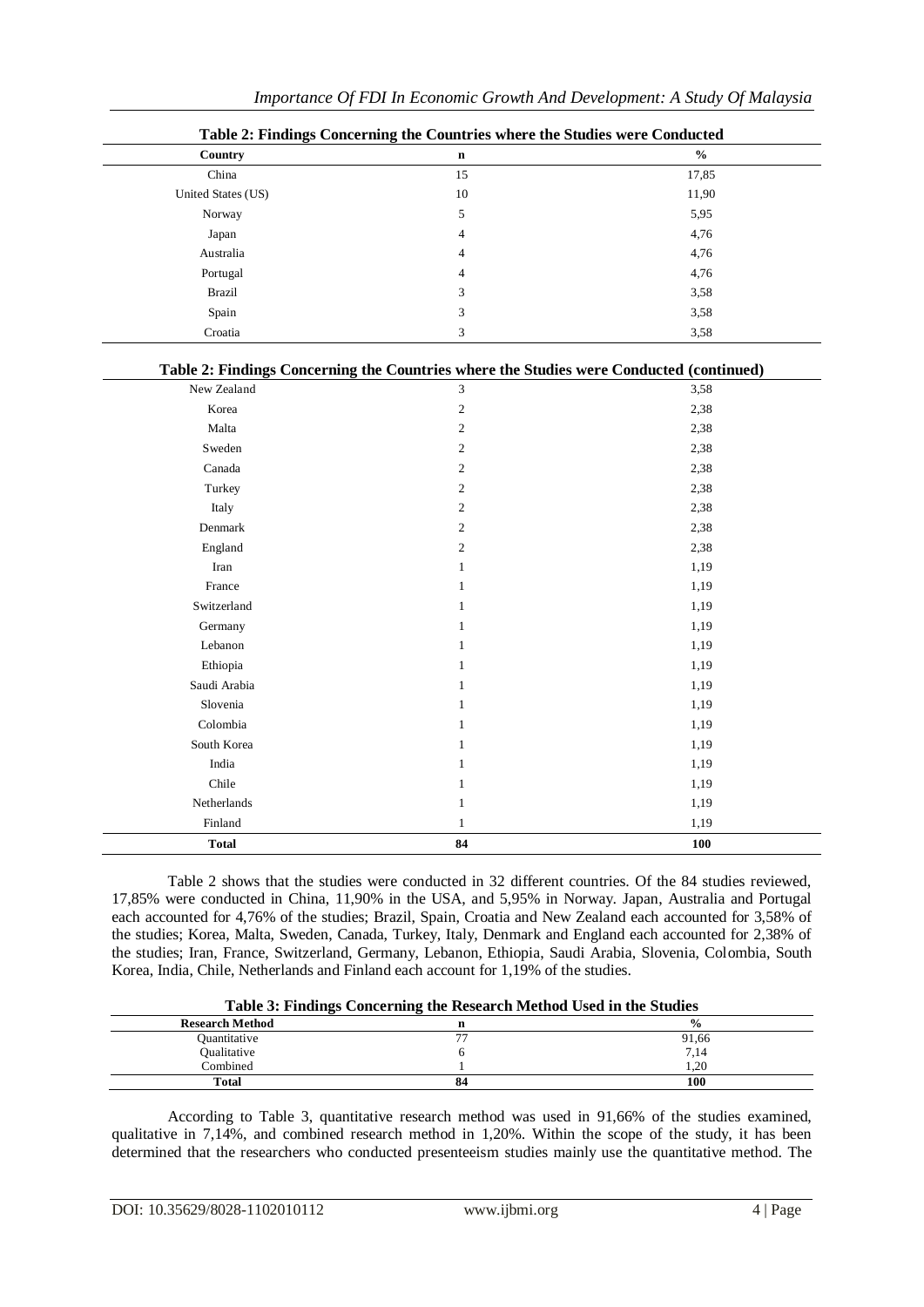**Table 2: Findings Concerning the Countries where the Studies were Conducted**

| Country | n | % |
|---|---|---|
| China | 15 | 17,85 |
| United States (US) | 10 | 11,90 |
| Norway | 5 | 5,95 |
| Japan | 4 | 4,76 |
| Australia | 4 | 4,76 |
| Portugal | 4 | 4,76 |
| Brazil | 3 | 3,58 |
| Spain | 3 | 3,58 |
| Croatia | 3 | 3,58 |
| New Zealand | 3 | 3,58 |
| Korea | 2 | 2,38 |
| Malta | 2 | 2,38 |
| Sweden | 2 | 2,38 |
| Canada | 2 | 2,38 |
| Turkey | 2 | 2,38 |
| Italy | 2 | 2,38 |
| Denmark | 2 | 2,38 |
| England | 2 | 2,38 |
| Iran | 1 | 1,19 |
| France | 1 | 1,19 |
| Switzerland | 1 | 1,19 |
| Germany | 1 | 1,19 |
| Lebanon | 1 | 1,19 |
| Ethiopia | 1 | 1,19 |
| Saudi Arabia | 1 | 1,19 |
| Slovenia | 1 | 1,19 |
| Colombia | 1 | 1,19 |
| South Korea | 1 | 1,19 |
| India | 1 | 1,19 |
| Chile | 1 | 1,19 |
| Netherlands | 1 | 1,19 |
| Finland | 1 | 1,19 |
| **Total** | **84** | **100** |

Table 2 shows that the studies were conducted in 32 different countries. Of the 84 studies reviewed, 17,85% were conducted in China, 11,90% in the USA, and 5,95% in Norway. Japan, Australia and Portugal each accounted for 4,76% of the studies; Brazil, Spain, Croatia and New Zealand each accounted for 3,58% of the studies; Korea, Malta, Sweden, Canada, Turkey, Italy, Denmark and England each accounted for 2,38% of the studies; Iran, France, Switzerland, Germany, Lebanon, Ethiopia, Saudi Arabia, Slovenia, Colombia, South Korea, India, Chile, Netherlands and Finland each account for 1,19% of the studies.

**Table 3: Findings Concerning the Research Method Used in the Studies**

| Research Method | n | % |
|---|---|---|
| Quantitative | 77 | 91,66 |
| Qualitative | 6 | 7,14 |
| Combined | 1 | 1,20 |
| **Total** | **84** | **100** |

According to Table 3, quantitative research method was used in 91,66% of the studies examined, qualitative in 7,14%, and combined research method in 1,20%. Within the scope of the study, it has been determined that the researchers who conducted presenteeism studies mainly use the quantitative method. The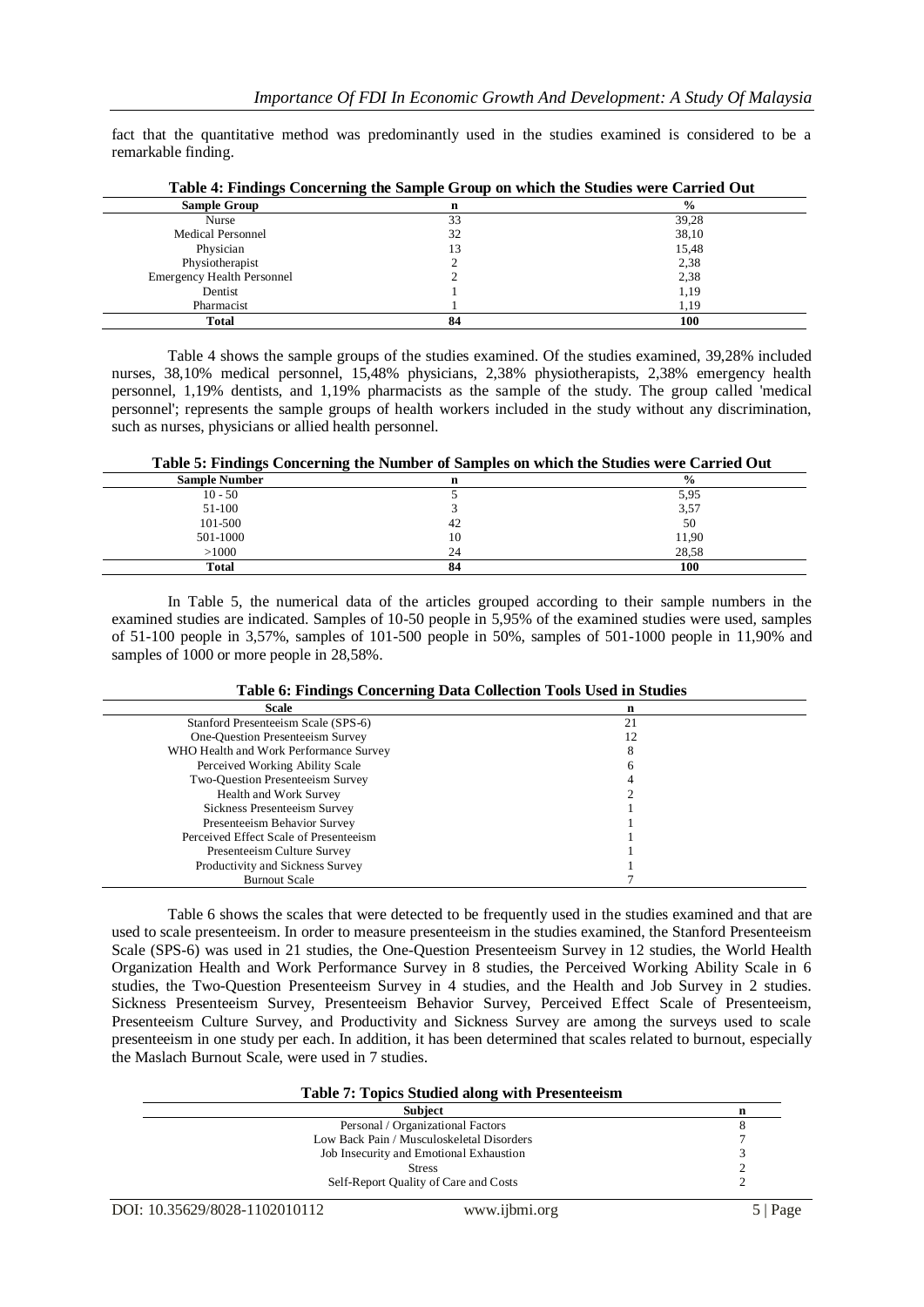fact that the quantitative method was predominantly used in the studies examined is considered to be a remarkable finding.

**Table 4: Findings Concerning the Sample Group on which the Studies were Carried Out**

| Sample Group | n | % |
|---|---|---|
| Nurse | 33 | 39,28 |
| Medical Personnel | 32 | 38,10 |
| Physician | 13 | 15,48 |
| Physiotherapist | 2 | 2,38 |
| Emergency Health Personnel | 2 | 2,38 |
| Dentist | 1 | 1,19 |
| Pharmacist | 1 | 1,19 |
| **Total** | **84** | **100** |

Table 4 shows the sample groups of the studies examined. Of the studies examined, 39,28% included nurses, 38,10% medical personnel, 15,48% physicians, 2,38% physiotherapists, 2,38% emergency health personnel, 1,19% dentists, and 1,19% pharmacists as the sample of the study. The group called 'medical personnel'; represents the sample groups of health workers included in the study without any discrimination, such as nurses, physicians or allied health personnel.

**Table 5: Findings Concerning the Number of Samples on which the Studies were Carried Out**

| Sample Number | n | % |
|---|---|---|
| 10 - 50 | 5 | 5,95 |
| 51-100 | 3 | 3,57 |
| 101-500 | 42 | 50 |
| 501-1000 | 10 | 11,90 |
| >1000 | 24 | 28,58 |
| **Total** | **84** | **100** |

In Table 5, the numerical data of the articles grouped according to their sample numbers in the examined studies are indicated. Samples of 10-50 people in 5,95% of the examined studies were used, samples of 51-100 people in 3,57%, samples of 101-500 people in 50%, samples of 501-1000 people in 11,90% and samples of 1000 or more people in 28,58%.

**Table 6: Findings Concerning Data Collection Tools Used in Studies**

| Scale | n |
|---|---|
| Stanford Presenteeism Scale (SPS-6) | 21 |
| One-Question Presenteeism Survey | 12 |
| WHO Health and Work Performance Survey | 8 |
| Perceived Working Ability Scale | 6 |
| Two-Question Presenteeism Survey | 4 |
| Health and Work Survey | 2 |
| Sickness Presenteeism Survey | 1 |
| Presenteeism Behavior Survey | 1 |
| Perceived Effect Scale of Presenteeism | 1 |
| Presenteeism Culture Survey | 1 |
| Productivity and Sickness Survey | 1 |
| Burnout Scale | 7 |

Table 6 shows the scales that were detected to be frequently used in the studies examined and that are used to scale presenteeism. In order to measure presenteeism in the studies examined, the Stanford Presenteeism Scale (SPS-6) was used in 21 studies, the One-Question Presenteeism Survey in 12 studies, the World Health Organization Health and Work Performance Survey in 8 studies, the Perceived Working Ability Scale in 6 studies, the Two-Question Presenteeism Survey in 4 studies, and the Health and Job Survey in 2 studies. Sickness Presenteeism Survey, Presenteeism Behavior Survey, Perceived Effect Scale of Presenteeism, Presenteeism Culture Survey, and Productivity and Sickness Survey are among the surveys used to scale presenteeism in one study per each. In addition, it has been determined that scales related to burnout, especially the Maslach Burnout Scale, were used in 7 studies.

**Table 7: Topics Studied along with Presenteeism**

| Subject | n |
|---|---|
| Personal / Organizational Factors | 8 |
| Low Back Pain / Musculoskeletal Disorders | 7 |
| Job Insecurity and Emotional Exhaustion | 3 |
| Stress | 2 |
| Self-Report Quality of Care and Costs | 2 |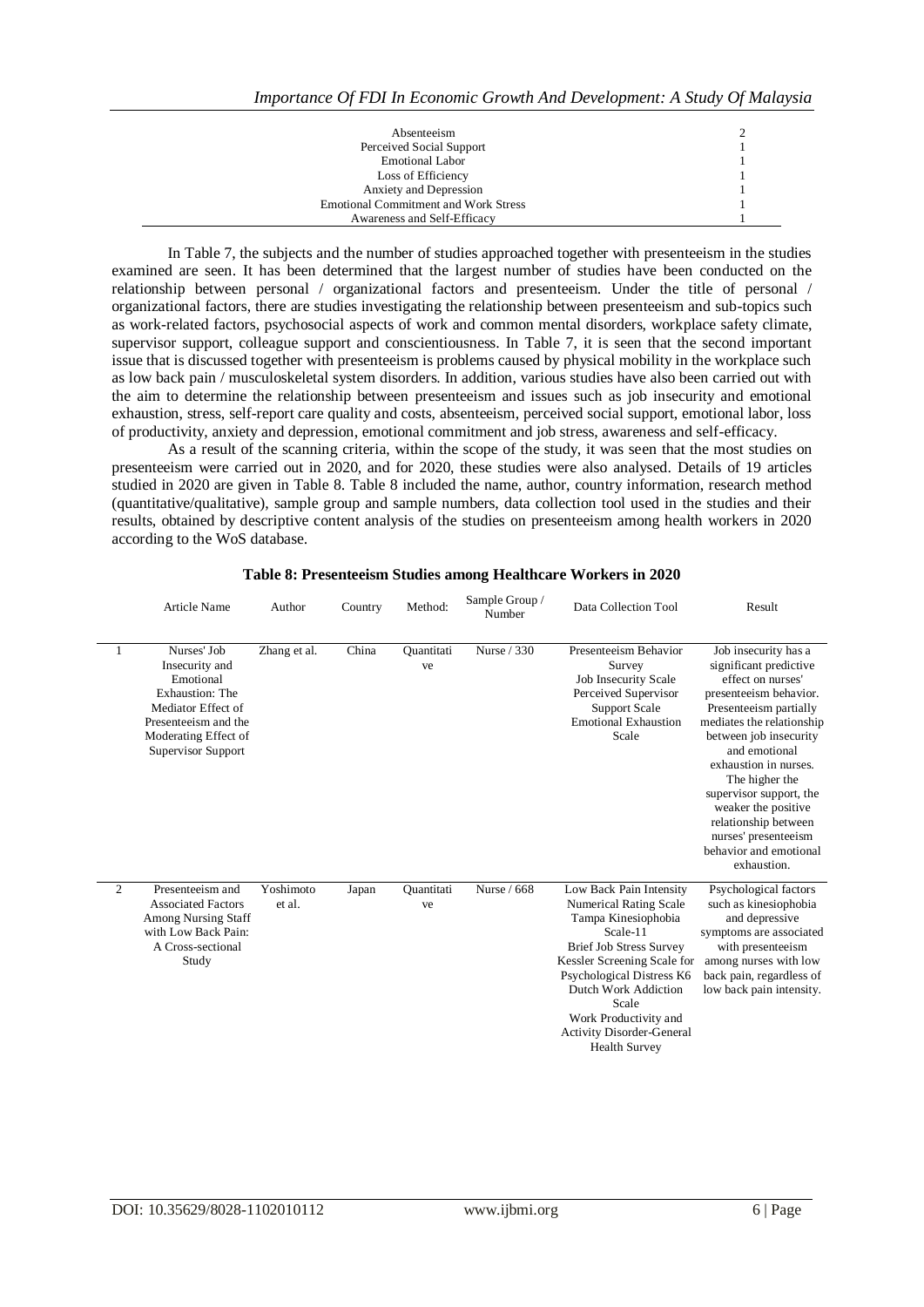| | |
|---|---|
| Absenteeism | 2 |
| Perceived Social Support | 1 |
| Emotional Labor | 1 |
| Loss of Efficiency | 1 |
| Anxiety and Depression | 1 |
| Emotional Commitment and Work Stress | 1 |
| Awareness and Self-Efficacy | 1 |

In Table 7, the subjects and the number of studies approached together with presenteeism in the studies examined are seen. It has been determined that the largest number of studies have been conducted on the relationship between personal / organizational factors and presenteeism. Under the title of personal / organizational factors, there are studies investigating the relationship between presenteeism and sub-topics such as work-related factors, psychosocial aspects of work and common mental disorders, workplace safety climate, supervisor support, colleague support and conscientiousness. In Table 7, it is seen that the second important issue that is discussed together with presenteeism is problems caused by physical mobility in the workplace such as low back pain / musculoskeletal system disorders. In addition, various studies have also been carried out with the aim to determine the relationship between presenteeism and issues such as job insecurity and emotional exhaustion, stress, self-report care quality and costs, absenteeism, perceived social support, emotional labor, loss of productivity, anxiety and depression, emotional commitment and job stress, awareness and self-efficacy.

As a result of the scanning criteria, within the scope of the study, it was seen that the most studies on presenteeism were carried out in 2020, and for 2020, these studies were also analysed. Details of 19 articles studied in 2020 are given in Table 8. Table 8 included the name, author, country information, research method (quantitative/qualitative), sample group and sample numbers, data collection tool used in the studies and their results, obtained by descriptive content analysis of the studies on presenteeism among health workers in 2020 according to the WoS database.

**Table 8: Presenteeism Studies among Healthcare Workers in 2020**

| | Article Name | Author | Country | Method: | Sample Group / Number | Data Collection Tool | Result |
|---|---|---|---|---|---|---|---|
| 1 | Nurses' Job Insecurity and Emotional Exhaustion: The Mediator Effect of Presenteeism and the Moderating Effect of Supervisor Support | Zhang et al. | China | Quantitative | Nurse / 330 | Presenteeism Behavior Survey<br>Job Insecurity Scale<br>Perceived Supervisor Support Scale<br>Emotional Exhaustion Scale | Job insecurity has a significant predictive effect on nurses' presenteeism behavior. Presenteeism partially mediates the relationship between job insecurity and emotional exhaustion in nurses. The higher the supervisor support, the weaker the positive relationship between nurses' presenteeism behavior and emotional exhaustion. |
| 2 | Presenteeism and Associated Factors Among Nursing Staff with Low Back Pain: A Cross-sectional Study | Yoshimoto et al. | Japan | Quantitative | Nurse / 668 | Low Back Pain Intensity Numerical Rating Scale<br>Tampa Kinesiophobia Scale-11<br>Brief Job Stress Survey<br>Kessler Screening Scale for Psychological Distress K6<br>Dutch Work Addiction Scale<br>Work Productivity and Activity Disorder-General Health Survey | Psychological factors such as kinesiophobia and depressive symptoms are associated with presenteeism among nurses with low back pain, regardless of low back pain intensity. |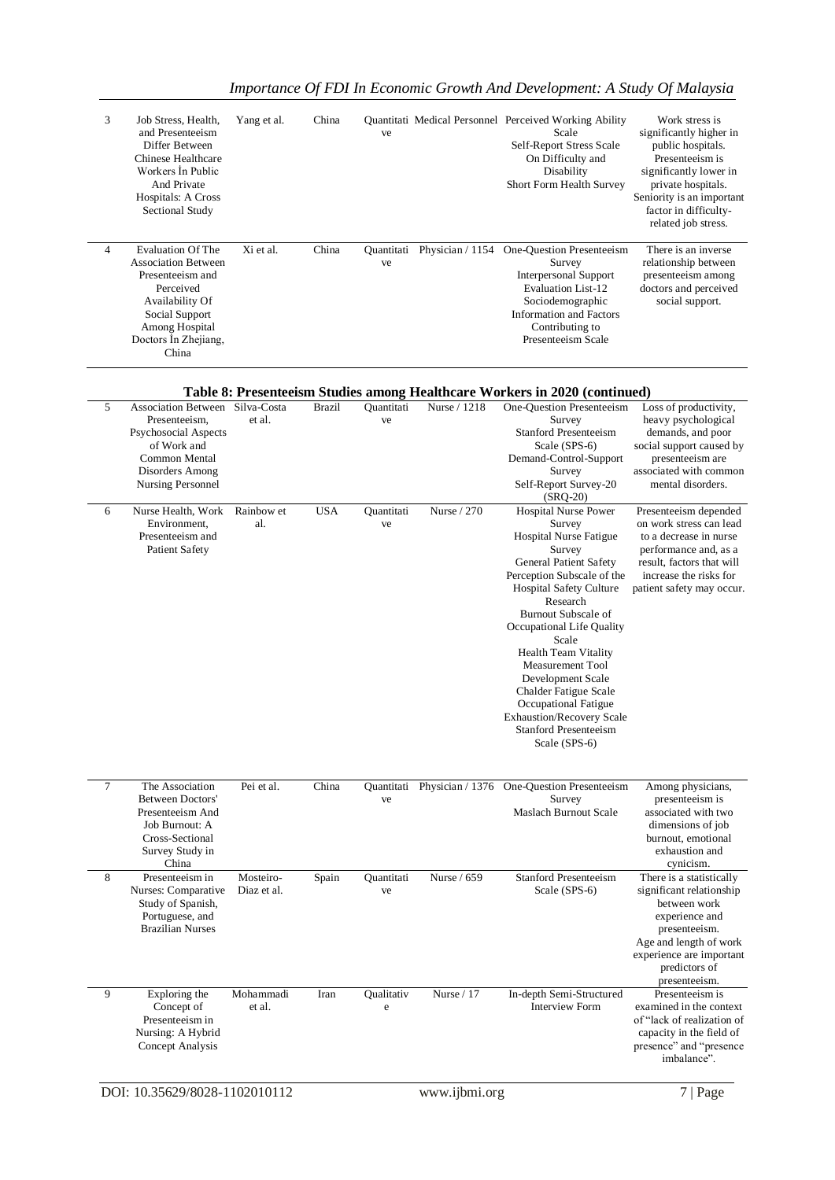| 3 | Job Stress, Health, and Presenteeism Differ Between Chinese Healthcare Workers İn Public And Private Hospitals: A Cross Sectional Study | Yang et al. | China | Quantitative | Medical Personnel | Perceived Working Ability Scale<br>Self-Report Stress Scale On Difficulty and Disability<br>Short Form Health Survey | Work stress is significantly higher in public hospitals. Presenteeism is significantly lower in private hospitals. Seniority is an important factor in difficulty-related job stress. |
|---|---|---|---|---|---|---|---|
| 4 | Evaluation Of The Association Between Presenteeism and Perceived Availability Of Social Support Among Hospital Doctors İn Zhejiang, China | Xi et al. | China | Quantitative | Physician / 1154 | One-Question Presenteeism Survey<br>Interpersonal Support Evaluation List-12<br>Sociodemographic Information and Factors Contributing to Presenteeism Scale | There is an inverse relationship between presenteeism among doctors and perceived social support. |

**Table 8: Presenteeism Studies among Healthcare Workers in 2020 (continued)**

| 5 | Association Between Presenteeism, Psychosocial Aspects of Work and Common Mental Disorders Among Nursing Personnel | Silva-Costa et al. | Brazil | Quantitative | Nurse / 1218 | One-Question Presenteeism Survey<br>Stanford Presenteeism Scale (SPS-6)<br>Demand-Control-Support Survey<br>Self-Report Survey-20 (SRQ-20) | Loss of productivity, heavy psychological demands, and poor social support caused by presenteeism are associated with common mental disorders. |
|---|---|---|---|---|---|---|---|
| 6 | Nurse Health, Work Environment, Presenteeism and Patient Safety | Rainbow et al. | USA | Quantitative | Nurse / 270 | Hospital Nurse Power Survey<br>Hospital Nurse Fatigue Survey<br>General Patient Safety Perception Subscale of the Hospital Safety Culture Research<br>Burnout Subscale of Occupational Life Quality Scale<br>Health Team Vitality Measurement Tool Development Scale<br>Chalder Fatigue Scale<br>Occupational Fatigue Exhaustion/Recovery Scale<br>Stanford Presenteeism Scale (SPS-6) | Presenteeism depended on work stress can lead to a decrease in nurse performance and, as a result, factors that will increase the risks for patient safety may occur. |
| 7 | The Association Between Doctors' Presenteeism And Job Burnout: A Cross-Sectional Survey Study in China | Pei et al. | China | Quantitative | Physician / 1376 | One-Question Presenteeism Survey<br>Maslach Burnout Scale | Among physicians, presenteeism is associated with two dimensions of job burnout, emotional exhaustion and cynicism. |
| 8 | Presenteeism in Nurses: Comparative Study of Spanish, Portuguese, and Brazilian Nurses | Mosteiro-Diaz et al. | Spain | Quantitative | Nurse / 659 | Stanford Presenteeism Scale (SPS-6) | There is a statistically significant relationship between work experience and presenteeism. Age and length of work experience are important predictors of presenteeism. |
| 9 | Exploring the Concept of Presenteeism in Nursing: A Hybrid Concept Analysis | Mohammadi et al. | Iran | Qualitative | Nurse / 17 | In-depth Semi-Structured Interview Form | Presenteeism is examined in the context of "lack of realization of capacity in the field of presence" and "presence imbalance". |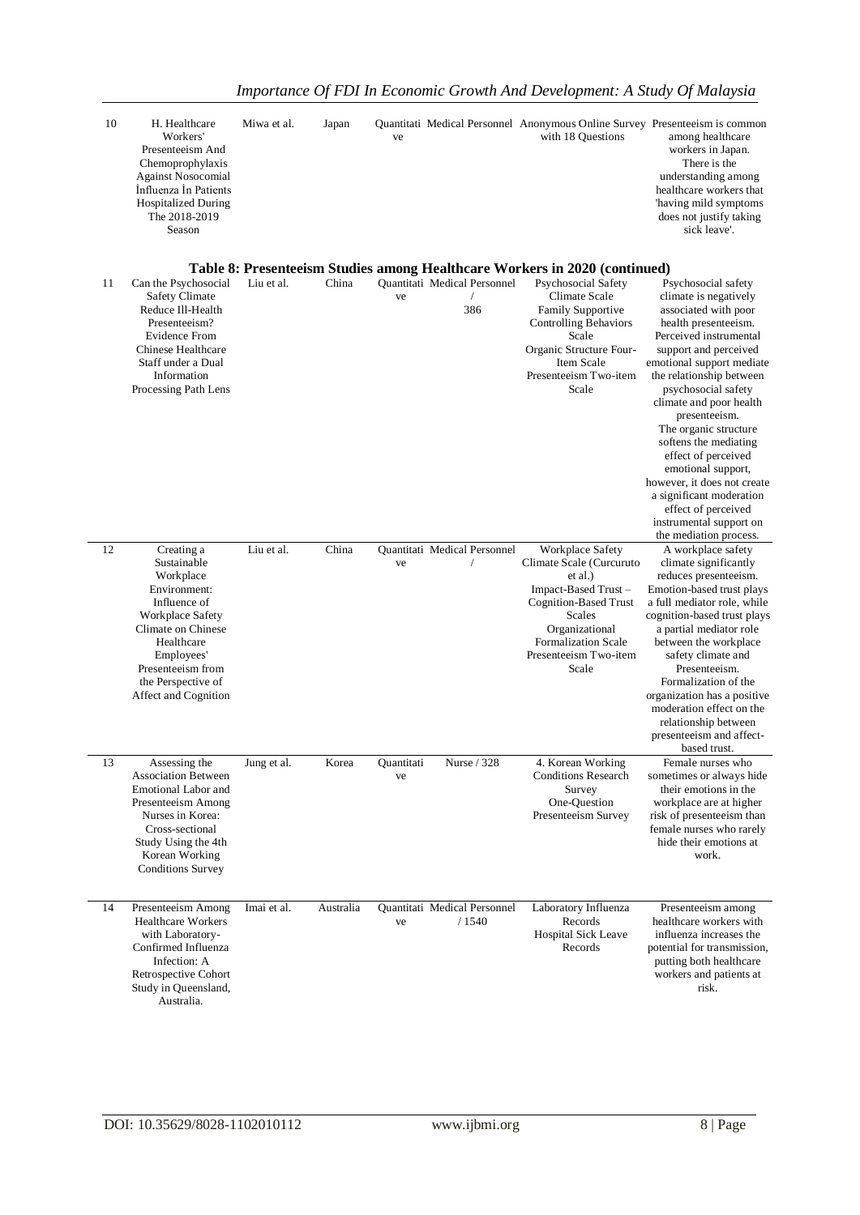| 10 | H. Healthcare Workers' Presenteeism And Chemoprophylaxis Against Nosocomial İnfluenza İn Patients Hospitalized During The 2018-2019 Season | Miwa et al. | Japan | Quantitative | Medical Personnel | Anonymous Online Survey with 18 Questions | Presenteeism is common among healthcare workers in Japan. There is the understanding among healthcare workers that 'having mild symptoms does not justify taking sick leave'. |
|---|---|---|---|---|---|---|---|

**Table 8: Presenteeism Studies among Healthcare Workers in 2020 (continued)**

| 11 | Can the Psychosocial Safety Climate Reduce Ill-Health Presenteeism? Evidence From Chinese Healthcare Staff under a Dual Information Processing Path Lens | Liu et al. | China | Quantitative | Medical Personnel / 386 | Psychosocial Safety Climate Scale<br>Family Supportive Controlling Behaviors Scale<br>Organic Structure Four-Item Scale<br>Presenteeism Two-item Scale | Psychosocial safety climate is negatively associated with poor health presenteeism. Perceived instrumental support and perceived emotional support mediate the relationship between psychosocial safety climate and poor health presenteeism. The organic structure softens the mediating effect of perceived emotional support, however, it does not create a significant moderation effect of perceived instrumental support on the mediation process. |
|---|---|---|---|---|---|---|---|
| 12 | Creating a Sustainable Workplace Environment: Influence of Workplace Safety Climate on Chinese Healthcare Employees' Presenteeism from the Perspective of Affect and Cognition | Liu et al. | China | Quantitative | Medical Personnel / | Workplace Safety Climate Scale (Curcuruto et al.)<br>Impact-Based Trust – Cognition-Based Trust Scales<br>Organizational Formalization Scale<br>Presenteeism Two-item Scale | A workplace safety climate significantly reduces presenteeism. Emotion-based trust plays a full mediator role, while cognition-based trust plays a partial mediator role between the workplace safety climate and Presenteeism. Formalization of the organization has a positive moderation effect on the relationship between presenteeism and affect-based trust. |
| 13 | Assessing the Association Between Emotional Labor and Presenteeism Among Nurses in Korea: Cross-sectional Study Using the 4th Korean Working Conditions Survey | Jung et al. | Korea | Quantitative | Nurse / 328 | 4. Korean Working Conditions Research Survey<br>One-Question Presenteeism Survey | Female nurses who sometimes or always hide their emotions in the workplace are at higher risk of presenteeism than female nurses who rarely hide their emotions at work. |
| 14 | Presenteeism Among Healthcare Workers with Laboratory-Confirmed Influenza Infection: A Retrospective Cohort Study in Queensland, Australia. | Imai et al. | Australia | Quantitative | Medical Personnel / 1540 | Laboratory Influenza Records<br>Hospital Sick Leave Records | Presenteeism among healthcare workers with influenza increases the potential for transmission, putting both healthcare workers and patients at risk. |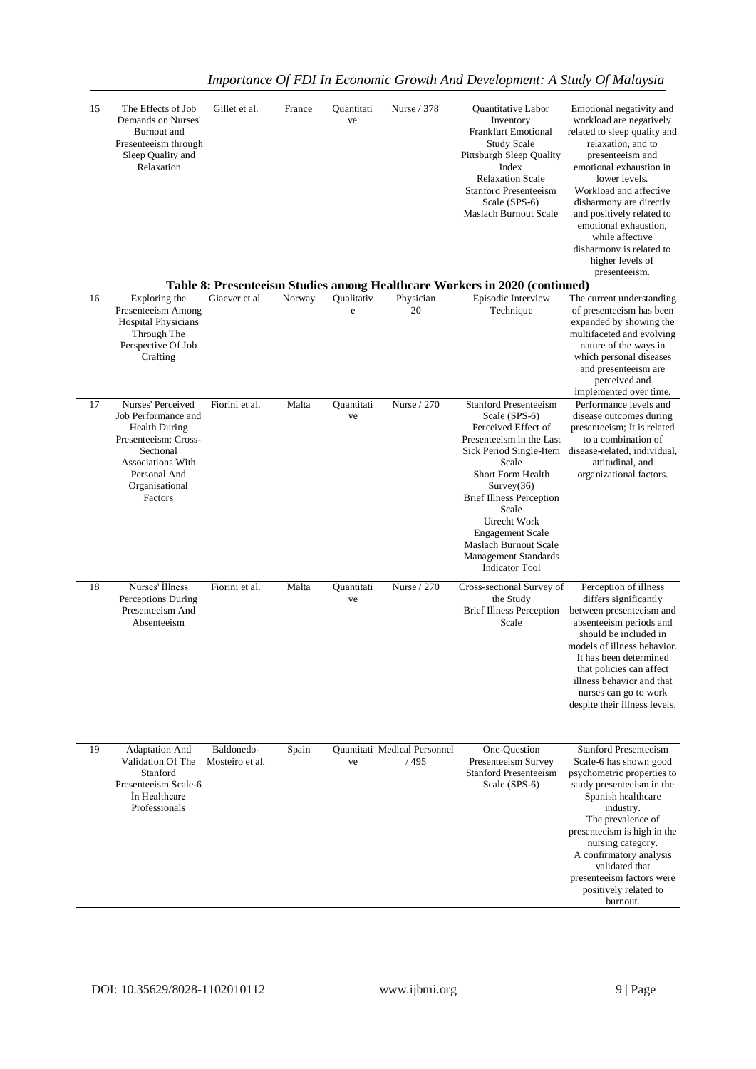| 15 | The Effects of Job Demands on Nurses' Burnout and Presenteeism through Sleep Quality and Relaxation | Gillet et al. | France | Quantitative | Nurse / 378 | Quantitative Labor Inventory<br>Frankfurt Emotional Study Scale<br>Pittsburgh Sleep Quality Index<br>Relaxation Scale<br>Stanford Presenteeism Scale (SPS-6)<br>Maslach Burnout Scale | Emotional negativity and workload are negatively related to sleep quality and relaxation, and to presenteeism and emotional exhaustion in lower levels.<br>Workload and affective disharmony are directly and positively related to emotional exhaustion, while affective disharmony is related to higher levels of presenteeism. |
|---|---|---|---|---|---|---|---|

**Table 8: Presenteeism Studies among Healthcare Workers in 2020 (continued)**

| | | | | | | | |
|---|---|---|---|---|---|---|---|
| 16 | Exploring the Presenteeism Among Hospital Physicians Through The Perspective Of Job Crafting | Giaever et al. | Norway | Qualitative | Physician 20 | Episodic Interview Technique | The current understanding of presenteeism has been expanded by showing the multifaceted and evolving nature of the ways in which personal diseases and presenteeism are perceived and implemented over time. |
| 17 | Nurses' Perceived Job Performance and Health During Presenteeism: Cross-Sectional Associations With Personal And Organisational Factors | Fiorini et al. | Malta | Quantitative | Nurse / 270 | Stanford Presenteeism Scale (SPS-6)<br>Perceived Effect of Presenteeism in the Last Sick Period Single-Item Scale<br>Short Form Health Survey(36)<br>Brief Illness Perception Scale<br>Utrecht Work Engagement Scale<br>Maslach Burnout Scale<br>Management Standards Indicator Tool | Performance levels and disease outcomes during presenteeism; It is related to a combination of disease-related, individual, attitudinal, and organizational factors. |
| 18 | Nurses' İllness Perceptions During Presenteeism And Absenteeism | Fiorini et al. | Malta | Quantitative | Nurse / 270 | Cross-sectional Survey of the Study<br>Brief Illness Perception Scale | Perception of illness differs significantly between presenteeism and absenteeism periods and should be included in models of illness behavior. It has been determined that policies can affect illness behavior and that nurses can go to work despite their illness levels. |
| 19 | Adaptation And Validation Of The Stanford Presenteeism Scale-6 İn Healthcare Professionals | Baldonedo-Mosteiro et al. | Spain | Quantitative | Medical Personnel / 495 | One-Question Presenteeism Survey<br>Stanford Presenteeism Scale (SPS-6) | Stanford Presenteeism Scale-6 has shown good psychometric properties to study presenteeism in the Spanish healthcare industry.<br>The prevalence of presenteeism is high in the nursing category.<br>A confirmatory analysis validated that presenteeism factors were positively related to burnout. |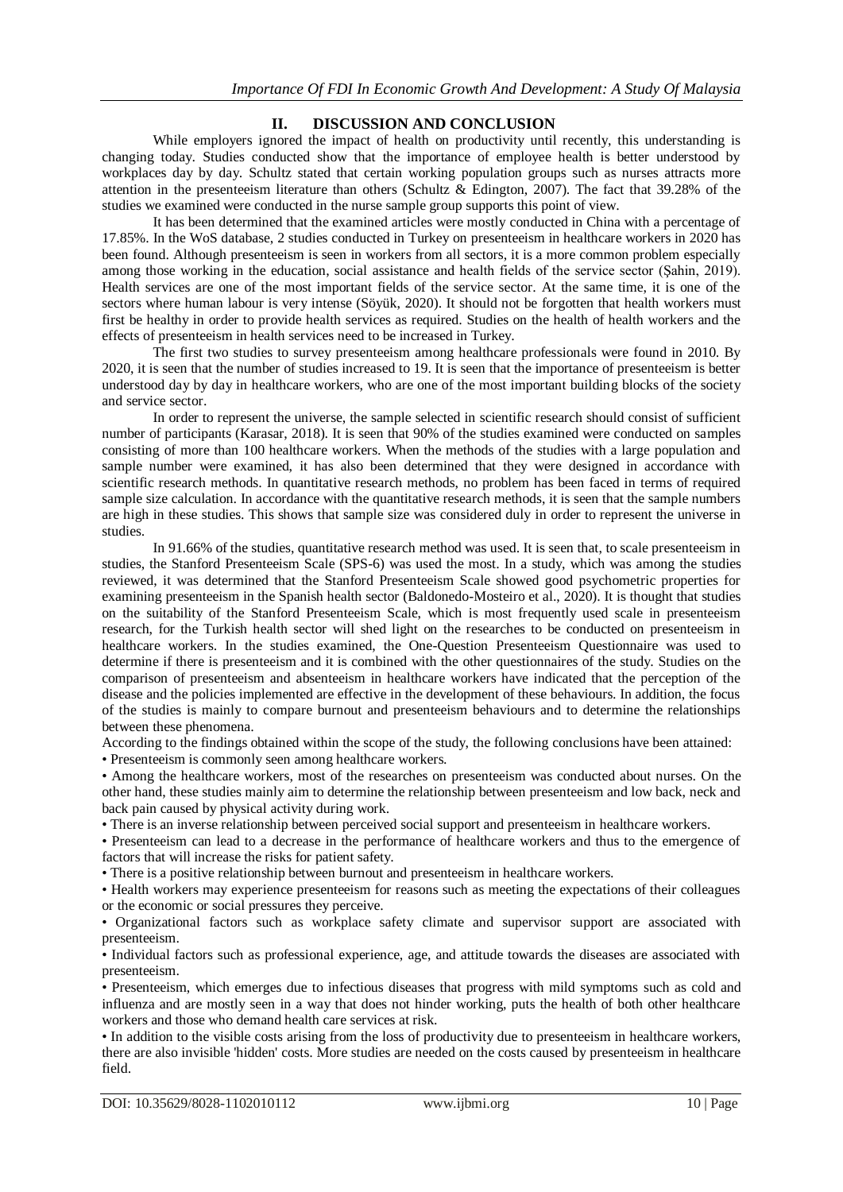## II. DISCUSSION AND CONCLUSION

While employers ignored the impact of health on productivity until recently, this understanding is changing today. Studies conducted show that the importance of employee health is better understood by workplaces day by day. Schultz stated that certain working population groups such as nurses attracts more attention in the presenteeism literature than others (Schultz & Edington, 2007). The fact that 39.28% of the studies we examined were conducted in the nurse sample group supports this point of view.

It has been determined that the examined articles were mostly conducted in China with a percentage of 17.85%. In the WoS database, 2 studies conducted in Turkey on presenteeism in healthcare workers in 2020 has been found. Although presenteeism is seen in workers from all sectors, it is a more common problem especially among those working in the education, social assistance and health fields of the service sector (Şahin, 2019). Health services are one of the most important fields of the service sector. At the same time, it is one of the sectors where human labour is very intense (Söyük, 2020). It should not be forgotten that health workers must first be healthy in order to provide health services as required. Studies on the health of health workers and the effects of presenteeism in health services need to be increased in Turkey.

The first two studies to survey presenteeism among healthcare professionals were found in 2010. By 2020, it is seen that the number of studies increased to 19. It is seen that the importance of presenteeism is better understood day by day in healthcare workers, who are one of the most important building blocks of the society and service sector.

In order to represent the universe, the sample selected in scientific research should consist of sufficient number of participants (Karasar, 2018). It is seen that 90% of the studies examined were conducted on samples consisting of more than 100 healthcare workers. When the methods of the studies with a large population and sample number were examined, it has also been determined that they were designed in accordance with scientific research methods. In quantitative research methods, no problem has been faced in terms of required sample size calculation. In accordance with the quantitative research methods, it is seen that the sample numbers are high in these studies. This shows that sample size was considered duly in order to represent the universe in studies.

In 91.66% of the studies, quantitative research method was used. It is seen that, to scale presenteeism in studies, the Stanford Presenteeism Scale (SPS-6) was used the most. In a study, which was among the studies reviewed, it was determined that the Stanford Presenteeism Scale showed good psychometric properties for examining presenteeism in the Spanish health sector (Baldonedo-Mosteiro et al., 2020). It is thought that studies on the suitability of the Stanford Presenteeism Scale, which is most frequently used scale in presenteeism research, for the Turkish health sector will shed light on the researches to be conducted on presenteeism in healthcare workers. In the studies examined, the One-Question Presenteeism Questionnaire was used to determine if there is presenteeism and it is combined with the other questionnaires of the study. Studies on the comparison of presenteeism and absenteeism in healthcare workers have indicated that the perception of the disease and the policies implemented are effective in the development of these behaviours. In addition, the focus of the studies is mainly to compare burnout and presenteeism behaviours and to determine the relationships between these phenomena.

According to the findings obtained within the scope of the study, the following conclusions have been attained:

- Presenteeism is commonly seen among healthcare workers.
- Among the healthcare workers, most of the researches on presenteeism was conducted about nurses. On the other hand, these studies mainly aim to determine the relationship between presenteeism and low back, neck and back pain caused by physical activity during work.
- There is an inverse relationship between perceived social support and presenteeism in healthcare workers.
- Presenteeism can lead to a decrease in the performance of healthcare workers and thus to the emergence of factors that will increase the risks for patient safety.
- There is a positive relationship between burnout and presenteeism in healthcare workers.
- Health workers may experience presenteeism for reasons such as meeting the expectations of their colleagues or the economic or social pressures they perceive.
- Organizational factors such as workplace safety climate and supervisor support are associated with presenteeism.
- Individual factors such as professional experience, age, and attitude towards the diseases are associated with presenteeism.
- Presenteeism, which emerges due to infectious diseases that progress with mild symptoms such as cold and influenza and are mostly seen in a way that does not hinder working, puts the health of both other healthcare workers and those who demand health care services at risk.
- In addition to the visible costs arising from the loss of productivity due to presenteeism in healthcare workers, there are also invisible 'hidden' costs. More studies are needed on the costs caused by presenteeism in healthcare field.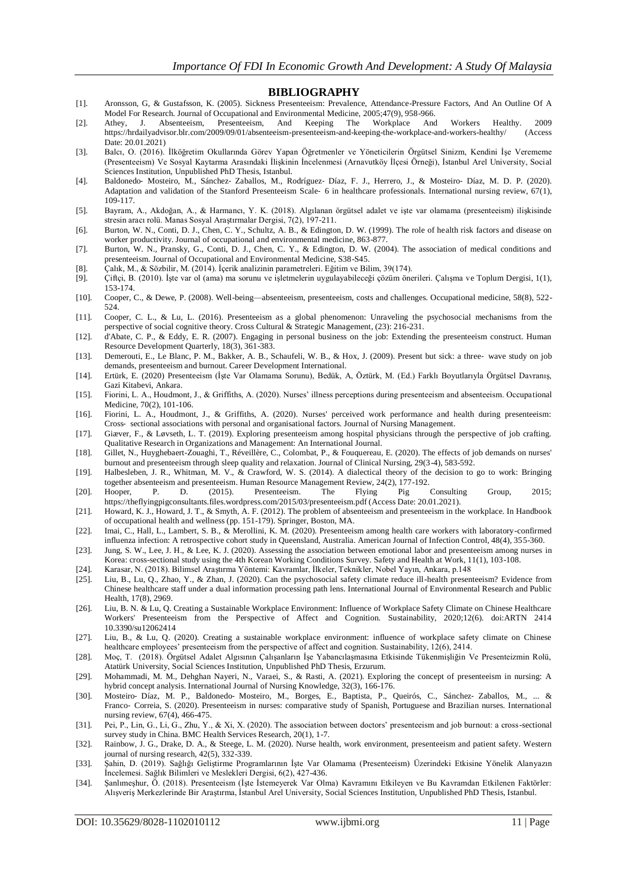## BIBLIOGRAPHY

[1]. Aronsson, G, & Gustafsson, K. (2005). Sickness Presenteeism: Prevalence, Attendance-Pressure Factors, And An Outline Of A Model For Research. Journal of Occupational and Environmental Medicine, 2005;47(9), 958-966.

[2]. Athey, J. Absenteeism, Presenteeism, And Keeping The Workplace And Workers Healthy. 2009 https://hrdailyadvisor.blr.com/2009/09/01/absenteeism-presenteeism-and-keeping-the-workplace-and-workers-healthy/ (Access Date: 20.01.2021)

[3]. Balcı, O. (2016). İlköğretim Okullarında Görev Yapan Öğretmenler ve Yöneticilerin Örgütsel Sinizm, Kendini İşe Verememe (Presenteeism) Ve Sosyal Kaytarma Arasındaki İlişkinin İncelenmesi (Arnavutköy İlçesi Örneği), İstanbul Arel University, Social Sciences Institution, Unpublished PhD Thesis, Istanbul.

[4]. Baldonedo‐ Mosteiro, M., Sánchez‐ Zaballos, M., Rodríguez‐ Díaz, F. J., Herrero, J., & Mosteiro‐ Díaz, M. D. P. (2020). Adaptation and validation of the Stanford Presenteeism Scale‐ 6 in healthcare professionals. International nursing review, 67(1), 109-117.

[5]. Bayram, A., Akdoğan, A., & Harmancı, Y. K. (2018). Algılanan örgütsel adalet ve işte var olamama (presenteeism) ilişkisinde stresin aracı rolü. Manas Sosyal Araştırmalar Dergisi, 7(2), 197-211.

[6]. Burton, W. N., Conti, D. J., Chen, C. Y., Schultz, A. B., & Edington, D. W. (1999). The role of health risk factors and disease on worker productivity. Journal of occupational and environmental medicine, 863-877.

[7]. Burton, W. N., Pransky, G., Conti, D. J., Chen, C. Y., & Edington, D. W. (2004). The association of medical conditions and presenteeism. Journal of Occupational and Environmental Medicine, S38-S45.

[8]. Çalık, M., & Sözbilir, M. (2014). İçerik analizinin parametreleri. Eğitim ve Bilim, 39(174).

[9]. Çiftçi, B. (2010). İşte var ol (ama) ma sorunu ve işletmelerin uygulayabileceği çözüm önerileri. Çalışma ve Toplum Dergisi, 1(1), 153-174.

[10]. Cooper, C., & Dewe, P. (2008). Well-being—absenteeism, presenteeism, costs and challenges. Occupational medicine, 58(8), 522-524.

[11]. Cooper, C. L., & Lu, L. (2016). Presenteeism as a global phenomenon: Unraveling the psychosocial mechanisms from the perspective of social cognitive theory. Cross Cultural & Strategic Management, (23): 216-231.

[12]. d'Abate, C. P., & Eddy, E. R. (2007). Engaging in personal business on the job: Extending the presenteeism construct. Human Resource Development Quarterly, 18(3), 361-383.

[13]. Demerouti, E., Le Blanc, P. M., Bakker, A. B., Schaufeli, W. B., & Hox, J. (2009). Present but sick: a three‐ wave study on job demands, presenteeism and burnout. Career Development International.

[14]. Ertürk, E. (2020) Presenteeism (İşte Var Olamama Sorunu), Bedük, A, Öztürk, M. (Ed.) Farklı Boyutlarıyla Örgütsel Davranış, Gazi Kitabevi, Ankara.

[15]. Fiorini, L. A., Houdmont, J., & Griffiths, A. (2020). Nurses' illness perceptions during presenteeism and absenteeism. Occupational Medicine, 70(2), 101-106.

[16]. Fiorini, L. A., Houdmont, J., & Griffiths, A. (2020). Nurses' perceived work performance and health during presenteeism: Cross‐ sectional associations with personal and organisational factors. Journal of Nursing Management.

[17]. Giæver, F., & Løvseth, L. T. (2019). Exploring presenteeism among hospital physicians through the perspective of job crafting. Qualitative Research in Organizations and Management: An International Journal.

[18]. Gillet, N., Huyghebaert‐Zouaghi, T., Réveillère, C., Colombat, P., & Fouquereau, E. (2020). The effects of job demands on nurses' burnout and presenteeism through sleep quality and relaxation. Journal of Clinical Nursing, 29(3-4), 583-592.

[19]. Halbesleben, J. R., Whitman, M. V., & Crawford, W. S. (2014). A dialectical theory of the decision to go to work: Bringing together absenteeism and presenteeism. Human Resource Management Review, 24(2), 177-192.

[20]. Hooper, P. D. (2015). Presenteeism. The Flying Pig Consulting Group, 2015; https://theflyingpigconsultants.files.wordpress.com/2015/03/presenteeism.pdf (Access Date: 20.01.2021).

[21]. Howard, K. J., Howard, J. T., & Smyth, A. F. (2012). The problem of absenteeism and presenteeism in the workplace. In Handbook of occupational health and wellness (pp. 151-179). Springer, Boston, MA.

[22]. Imai, C., Hall, L., Lambert, S. B., & Merollini, K. M. (2020). Presenteeism among health care workers with laboratory-confirmed influenza infection: A retrospective cohort study in Queensland, Australia. American Journal of Infection Control, 48(4), 355-360.

[23]. Jung, S. W., Lee, J. H., & Lee, K. J. (2020). Assessing the association between emotional labor and presenteeism among nurses in Korea: cross-sectional study using the 4th Korean Working Conditions Survey. Safety and Health at Work, 11(1), 103-108.

[24]. Karasar, N. (2018). Bilimsel Araştırma Yöntemi: Kavramlar, İlkeler, Teknikler, Nobel Yayın, Ankara, p.148

[25]. Liu, B., Lu, Q., Zhao, Y., & Zhan, J. (2020). Can the psychosocial safety climate reduce ill-health presenteeism? Evidence from Chinese healthcare staff under a dual information processing path lens. International Journal of Environmental Research and Public Health, 17(8), 2969.

[26]. Liu, B. N. & Lu, Q. Creating a Sustainable Workplace Environment: Influence of Workplace Safety Climate on Chinese Healthcare Workers' Presenteeism from the Perspective of Affect and Cognition. Sustainability, 2020;12(6). doi:ARTN 2414 10.3390/su12062414

[27]. Liu, B., & Lu, Q. (2020). Creating a sustainable workplace environment: influence of workplace safety climate on Chinese healthcare employees' presenteeism from the perspective of affect and cognition. Sustainability, 12(6), 2414.

[28]. Moç, T. (2018). Örgütsel Adalet Algısının Çalışanların İşe Yabancılaşmasına Etkisinde Tükenmişliğin Ve Presenteizmin Rolü, Atatürk University, Social Sciences Institution, Unpublished PhD Thesis, Erzurum.

[29]. Mohammadi, M. M., Dehghan Nayeri, N., Varaei, S., & Rasti, A. (2021). Exploring the concept of presenteeism in nursing: A hybrid concept analysis. International Journal of Nursing Knowledge, 32(3), 166-176.

[30]. Mosteiro‐ Díaz, M. P., Baldonedo‐ Mosteiro, M., Borges, E., Baptista, P., Queirós, C., Sánchez‐ Zaballos, M., ... & Franco‐ Correia, S. (2020). Presenteeism in nurses: comparative study of Spanish, Portuguese and Brazilian nurses. International nursing review, 67(4), 466-475.

[31]. Pei, P., Lin, G., Li, G., Zhu, Y., & Xi, X. (2020). The association between doctors' presenteeism and job burnout: a cross-sectional survey study in China. BMC Health Services Research, 20(1), 1-7.

[32]. Rainbow, J. G., Drake, D. A., & Steege, L. M. (2020). Nurse health, work environment, presenteeism and patient safety. Western journal of nursing research, 42(5), 332-339.

[33]. Şahin, D. (2019). Sağlığı Geliştirme Programlarının İşte Var Olamama (Presenteeism) Üzerindeki Etkisine Yönelik Alanyazın İncelemesi. Sağlık Bilimleri ve Meslekleri Dergisi, 6(2), 427-436.

[34]. Şanlımeşhur, Ö. (2018). Presenteeism (İşte İstemeyerek Var Olma) Kavramını Etkileyen ve Bu Kavramdan Etkilenen Faktörler: Alışveriş Merkezlerinde Bir Araştırma, İstanbul Arel University, Social Sciences Institution, Unpublished PhD Thesis, Istanbul.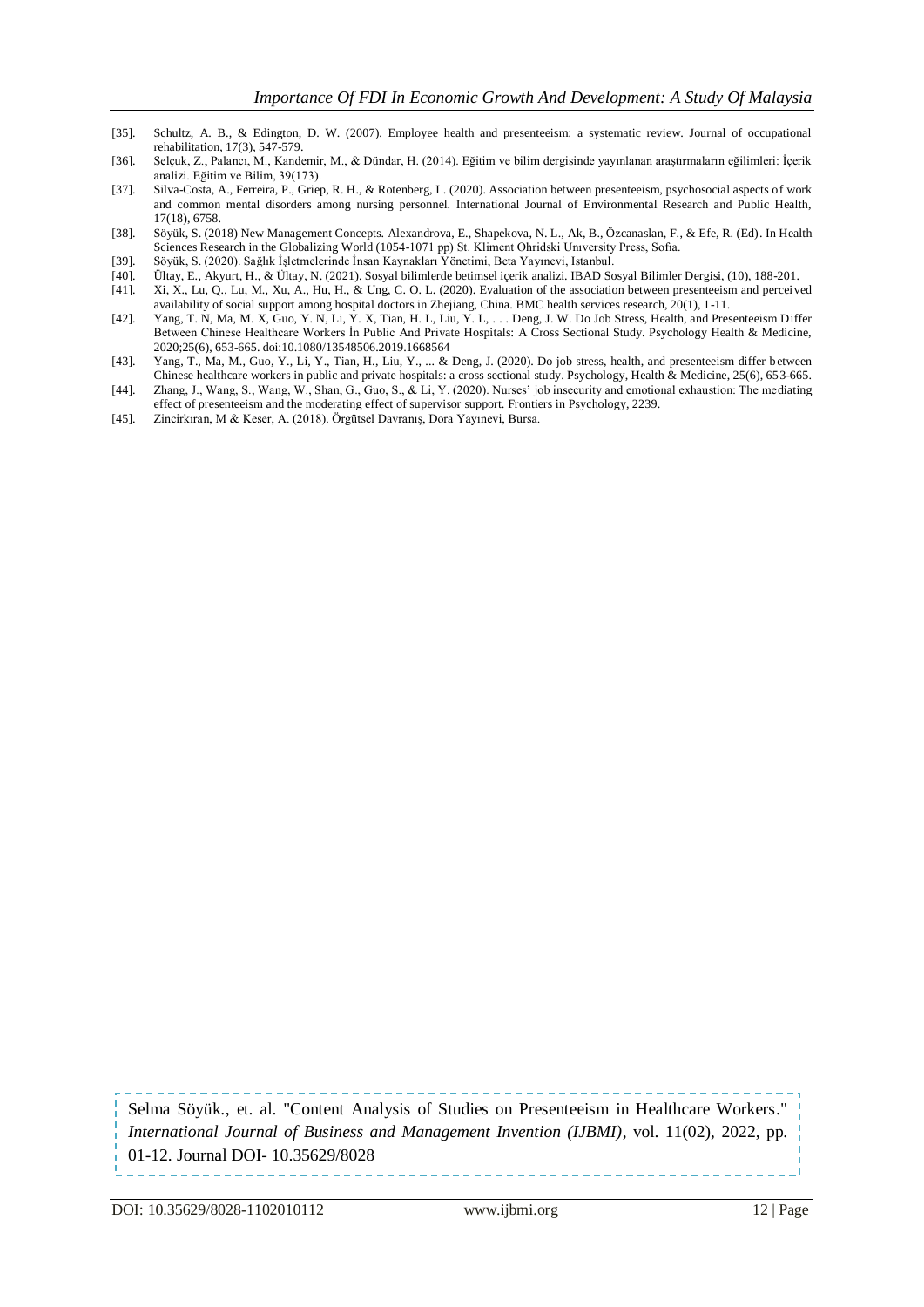[35]. Schultz, A. B., & Edington, D. W. (2007). Employee health and presenteeism: a systematic review. Journal of occupational rehabilitation, 17(3), 547-579.

[36]. Selçuk, Z., Palancı, M., Kandemir, M., & Dündar, H. (2014). Eğitim ve bilim dergisinde yayınlanan araştırmaların eğilimleri: İçerik analizi. Eğitim ve Bilim, 39(173).

[37]. Silva-Costa, A., Ferreira, P., Griep, R. H., & Rotenberg, L. (2020). Association between presenteeism, psychosocial aspects of work and common mental disorders among nursing personnel. International Journal of Environmental Research and Public Health, 17(18), 6758.

[38]. Söyük, S. (2018) New Management Concepts. Alexandrova, E., Shapekova, N. L., Ak, B., Özcanaslan, F., & Efe, R. (Ed). In Health Sciences Research in the Globalizing World (1054-1071 pp) St. Kliment Ohridski University Press, Sofia.

[39]. Söyük, S. (2020). Sağlık İşletmelerinde İnsan Kaynakları Yönetimi, Beta Yayınevi, Istanbul.

[40]. Ültay, E., Akyurt, H., & Ültay, N. (2021). Sosyal bilimlerde betimsel içerik analizi. IBAD Sosyal Bilimler Dergisi, (10), 188-201.

[41]. Xi, X., Lu, Q., Lu, M., Xu, A., Hu, H., & Ung, C. O. L. (2020). Evaluation of the association between presenteeism and perceived availability of social support among hospital doctors in Zhejiang, China. BMC health services research, 20(1), 1-11.

[42]. Yang, T. N, Ma, M. X, Guo, Y. N, Li, Y. X, Tian, H. L, Liu, Y. L, . . . Deng, J. W. Do Job Stress, Health, and Presenteeism Differ Between Chinese Healthcare Workers İn Public And Private Hospitals: A Cross Sectional Study. Psychology Health & Medicine, 2020;25(6), 653-665. doi:10.1080/13548506.2019.1668564

[43]. Yang, T., Ma, M., Guo, Y., Li, Y., Tian, H., Liu, Y., ... & Deng, J. (2020). Do job stress, health, and presenteeism differ between Chinese healthcare workers in public and private hospitals: a cross sectional study. Psychology, Health & Medicine, 25(6), 653-665.

[44]. Zhang, J., Wang, S., Wang, W., Shan, G., Guo, S., & Li, Y. (2020). Nurses' job insecurity and emotional exhaustion: The mediating effect of presenteeism and the moderating effect of supervisor support. Frontiers in Psychology, 2239.

[45]. Zincirkıran, M & Keser, A. (2018). Örgütsel Davranış, Dora Yayınevi, Bursa.

Selma Söyük., et. al. "Content Analysis of Studies on Presenteeism in Healthcare Workers." *International Journal of Business and Management Invention (IJBMI)*, vol. 11(02), 2022, pp. 01-12. Journal DOI- 10.35629/8028